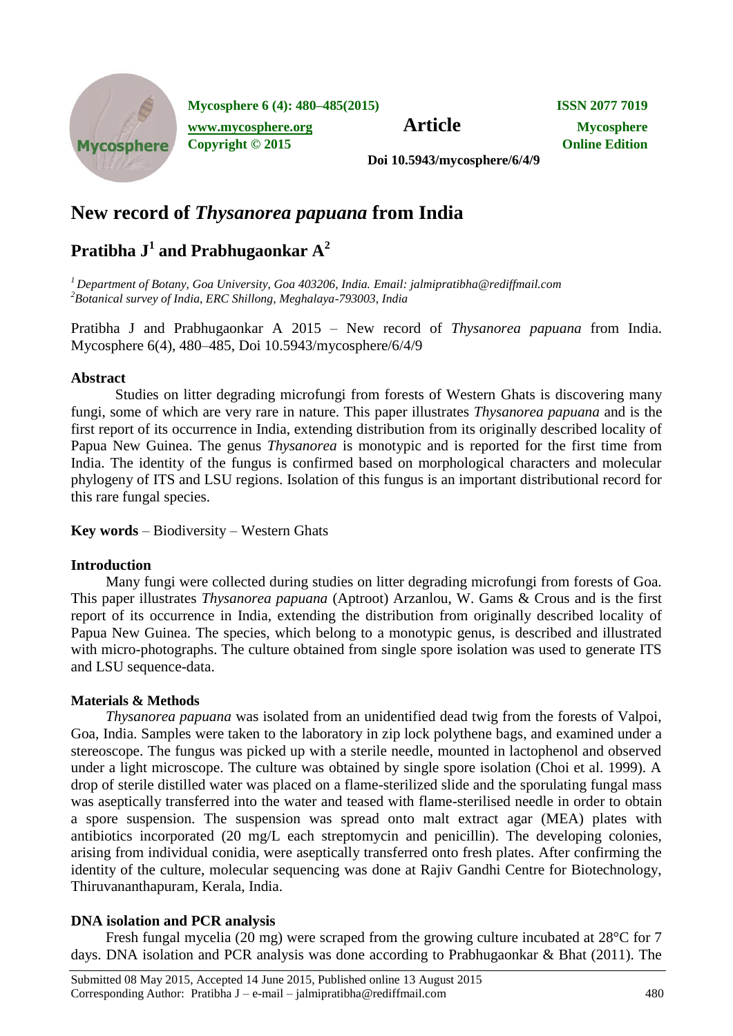# New record of *Thysanorea papuana* from India

## Pratibha J[1] and Prabhugaonkar A[2]

[1] *Department of Botany, Goa University, Goa 403206, India. Email: jalmipratibha@rediffmail.com*
[2] *Botanical survey of India, ERC Shillong, Meghalaya-793003, India*

Pratibha J and Prabhugaonkar A 2015 – New record of *Thysanorea papuana* from India. Mycosphere 6(4), 480–485, Doi 10.5943/mycosphere/6/4/9

### Abstract

Studies on litter degrading microfungi from forests of Western Ghats is discovering many fungi, some of which are very rare in nature. This paper illustrates *Thysanorea papuana* and is the first report of its occurrence in India, extending distribution from its originally described locality of Papua New Guinea. The genus *Thysanorea* is monotypic and is reported for the first time from India. The identity of the fungus is confirmed based on morphological characters and molecular phylogeny of ITS and LSU regions. Isolation of this fungus is an important distributional record for this rare fungal species.

**Key words** – Biodiversity – Western Ghats

### Introduction

Many fungi were collected during studies on litter degrading microfungi from forests of Goa. This paper illustrates *Thysanorea papuana* (Aptroot) Arzanlou, W. Gams & Crous and is the first report of its occurrence in India, extending the distribution from originally described locality of Papua New Guinea. The species, which belong to a monotypic genus, is described and illustrated with micro-photographs. The culture obtained from single spore isolation was used to generate ITS and LSU sequence-data.

### Materials & Methods

*Thysanorea papuana* was isolated from an unidentified dead twig from the forests of Valpoi, Goa, India. Samples were taken to the laboratory in zip lock polythene bags, and examined under a stereoscope. The fungus was picked up with a sterile needle, mounted in lactophenol and observed under a light microscope. The culture was obtained by single spore isolation (Choi et al. 1999). A drop of sterile distilled water was placed on a flame-sterilized slide and the sporulating fungal mass was aseptically transferred into the water and teased with flame-sterilised needle in order to obtain a spore suspension. The suspension was spread onto malt extract agar (MEA) plates with antibiotics incorporated (20 mg/L each streptomycin and penicillin). The developing colonies, arising from individual conidia, were aseptically transferred onto fresh plates. After confirming the identity of the culture, molecular sequencing was done at Rajiv Gandhi Centre for Biotechnology, Thiruvananthapuram, Kerala, India.

### DNA isolation and PCR analysis

Fresh fungal mycelia (20 mg) were scraped from the growing culture incubated at 28°C for 7 days. DNA isolation and PCR analysis was done according to Prabhugaonkar & Bhat (2011). The

Submitted 08 May 2015, Accepted 14 June 2015, Published online 13 August 2015
Corresponding Author: Pratibha J – e-mail – jalmipratibha@rediffmail.com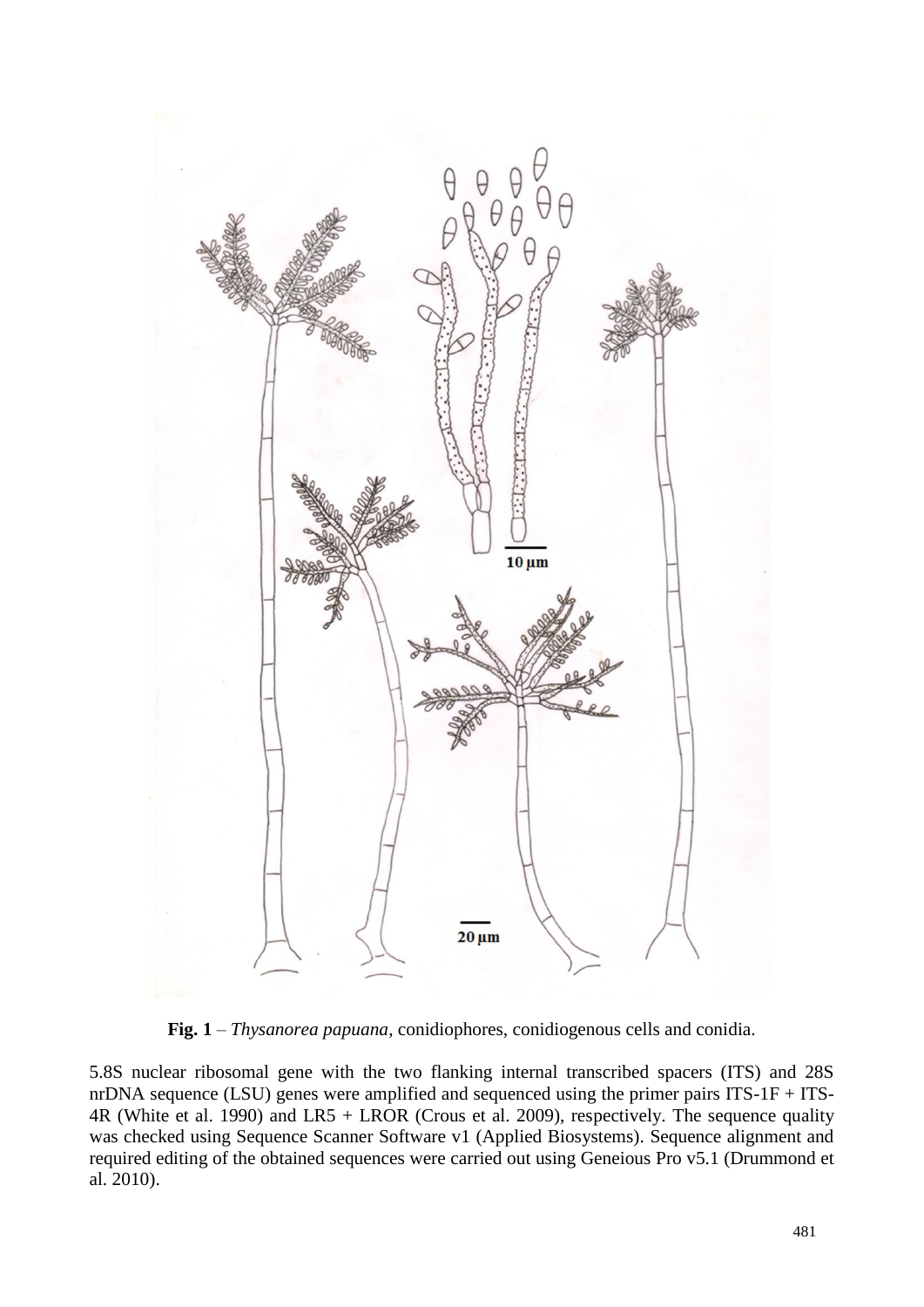**Fig. 1** – *Thysanorea papuana*, conidiophores, conidiogenous cells and conidia.

5.8S nuclear ribosomal gene with the two flanking internal transcribed spacers (ITS) and 28S nrDNA sequence (LSU) genes were amplified and sequenced using the primer pairs ITS-1F + ITS-4R (White et al. 1990) and LR5 + LROR (Crous et al. 2009), respectively. The sequence quality was checked using Sequence Scanner Software v1 (Applied Biosystems). Sequence alignment and required editing of the obtained sequences were carried out using Geneious Pro v5.1 (Drummond et al. 2010).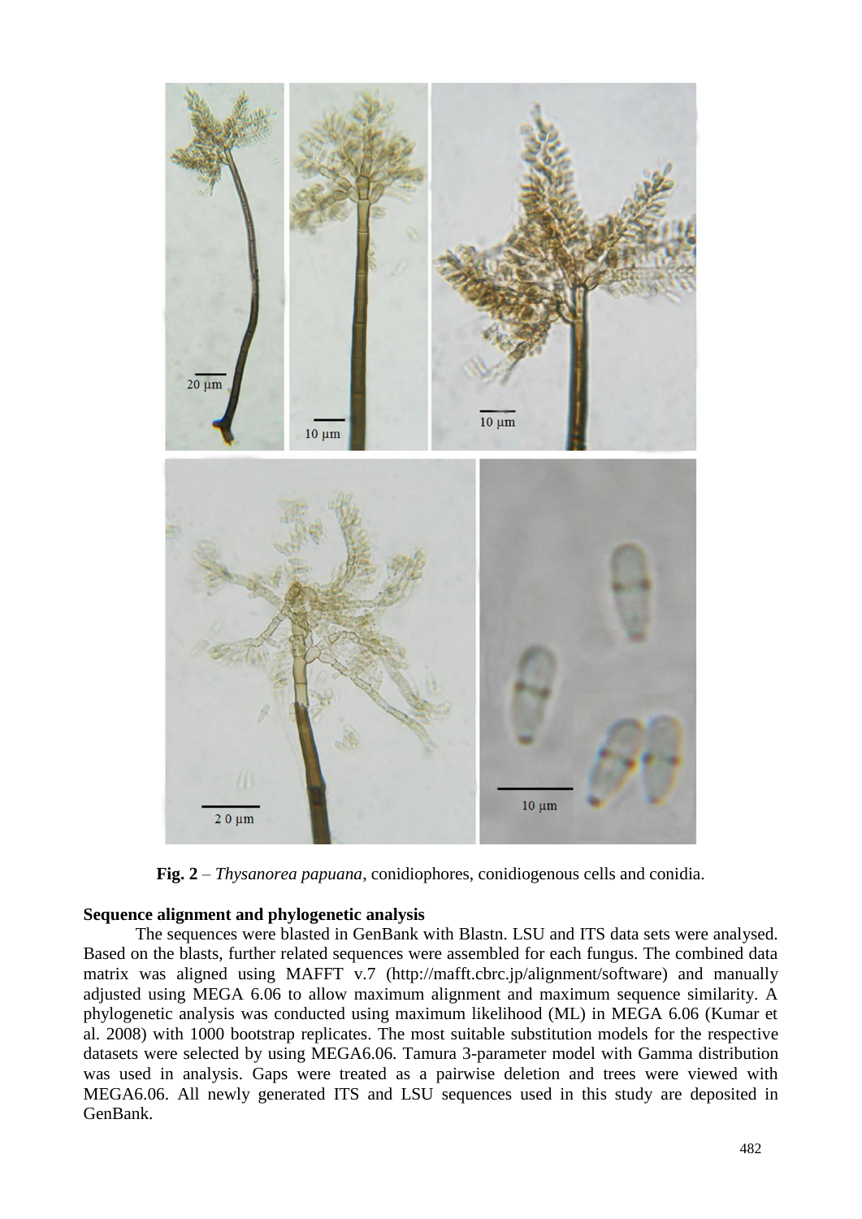**Fig. 2** – *Thysanorea papuana*, conidiophores, conidiogenous cells and conidia.

**Sequence alignment and phylogenetic analysis**

The sequences were blasted in GenBank with Blastn. LSU and ITS data sets were analysed. Based on the blasts, further related sequences were assembled for each fungus. The combined data matrix was aligned using MAFFT v.7 (http://mafft.cbrc.jp/alignment/software) and manually adjusted using MEGA 6.06 to allow maximum alignment and maximum sequence similarity. A phylogenetic analysis was conducted using maximum likelihood (ML) in MEGA 6.06 (Kumar et al. 2008) with 1000 bootstrap replicates. The most suitable substitution models for the respective datasets were selected by using MEGA6.06. Tamura 3-parameter model with Gamma distribution was used in analysis. Gaps were treated as a pairwise deletion and trees were viewed with MEGA6.06. All newly generated ITS and LSU sequences used in this study are deposited in GenBank.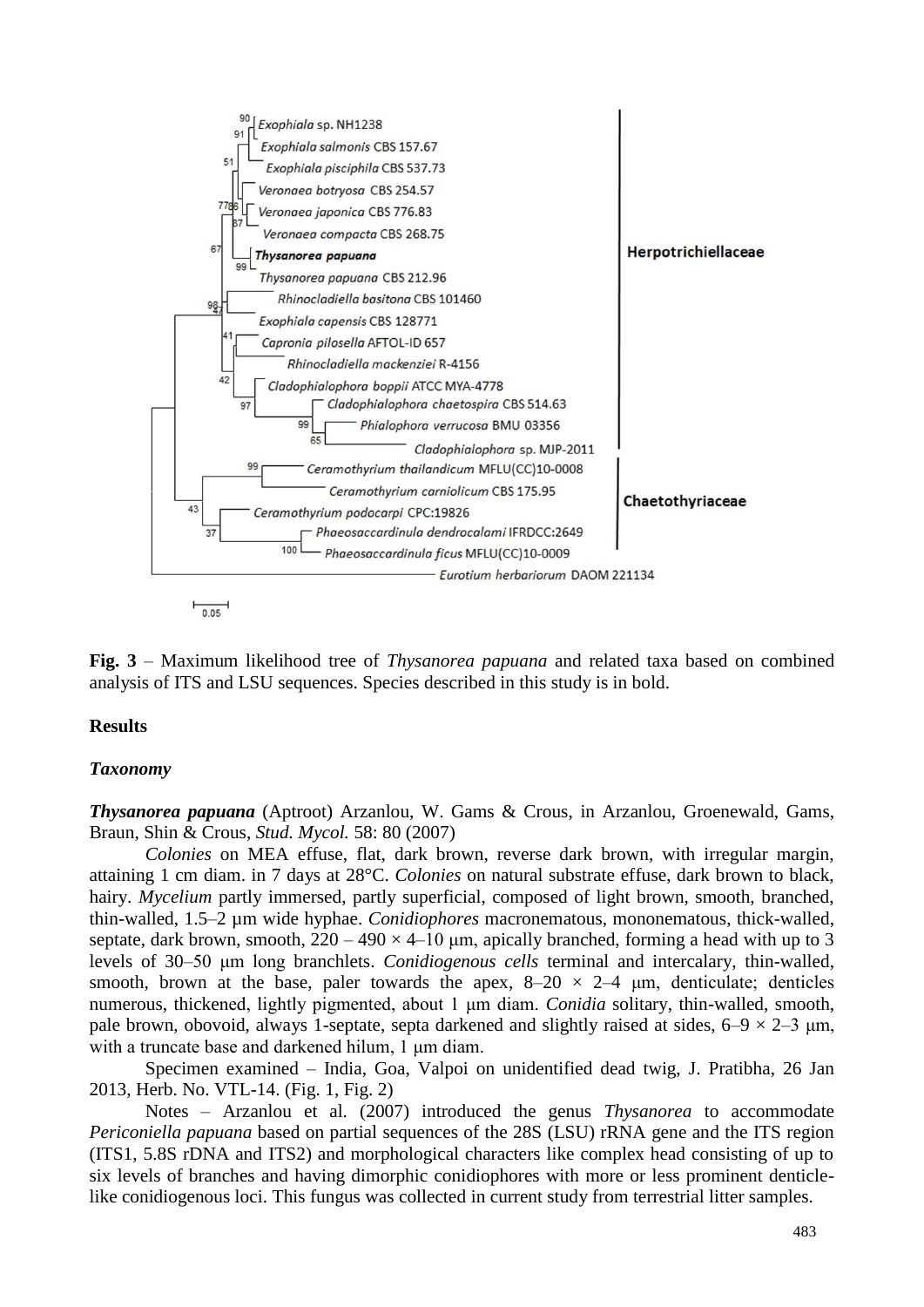**Fig. 3** – Maximum likelihood tree of *Thysanorea papuana* and related taxa based on combined analysis of ITS and LSU sequences. Species described in this study is in bold.

## Results

### *Taxonomy*

***Thysanorea papuana*** (Aptroot) Arzanlou, W. Gams & Crous, in Arzanlou, Groenewald, Gams, Braun, Shin & Crous, *Stud. Mycol.* 58: 80 (2007)

*Colonies* on MEA effuse, flat, dark brown, reverse dark brown, with irregular margin, attaining 1 cm diam. in 7 days at 28°C. *Colonies* on natural substrate effuse, dark brown to black, hairy. *Mycelium* partly immersed, partly superficial, composed of light brown, smooth, branched, thin-walled, 1.5–2 µm wide hyphae. *Conidiophores* macronematous, mononematous, thick-walled, septate, dark brown, smooth, 220 – 490 × 4–10 µm, apically branched, forming a head with up to 3 levels of 30–50 µm long branchlets. *Conidiogenous cells* terminal and intercalary, thin-walled, smooth, brown at the base, paler towards the apex, 8–20 × 2–4 µm, denticulate; denticles numerous, thickened, lightly pigmented, about 1 µm diam. *Conidia* solitary, thin-walled, smooth, pale brown, obovoid, always 1-septate, septa darkened and slightly raised at sides, 6–9 × 2–3 µm, with a truncate base and darkened hilum, 1 µm diam.

Specimen examined – India, Goa, Valpoi on unidentified dead twig, J. Pratibha, 26 Jan 2013, Herb. No. VTL-14. (Fig. 1, Fig. 2)

Notes – Arzanlou et al. (2007) introduced the genus *Thysanorea* to accommodate *Periconiella papuana* based on partial sequences of the 28S (LSU) rRNA gene and the ITS region (ITS1, 5.8S rDNA and ITS2) and morphological characters like complex head consisting of up to six levels of branches and having dimorphic conidiophores with more or less prominent denticle-like conidiogenous loci. This fungus was collected in current study from terrestrial litter samples.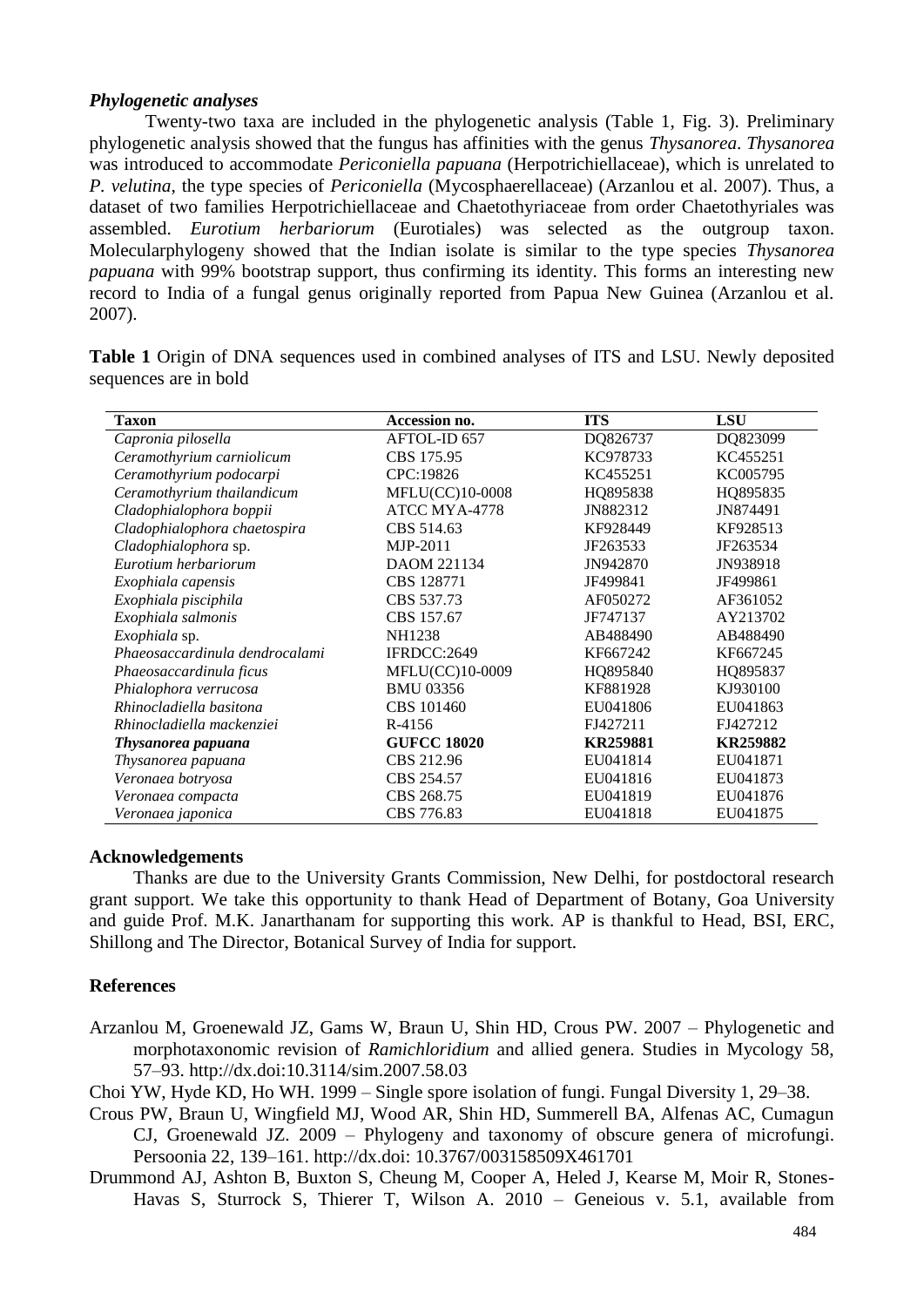### *Phylogenetic analyses*

Twenty-two taxa are included in the phylogenetic analysis (Table 1, Fig. 3). Preliminary phylogenetic analysis showed that the fungus has affinities with the genus *Thysanorea*. *Thysanorea* was introduced to accommodate *Periconiella papuana* (Herpotrichiellaceae), which is unrelated to *P. velutina*, the type species of *Periconiella* (Mycosphaerellaceae) (Arzanlou et al. 2007). Thus, a dataset of two families Herpotrichiellaceae and Chaetothyriaceae from order Chaetothyriales was assembled. *Eurotium herbariorum* (Eurotiales) was selected as the outgroup taxon. Molecularphylogeny showed that the Indian isolate is similar to the type species *Thysanorea papuana* with 99% bootstrap support, thus confirming its identity. This forms an interesting new record to India of a fungal genus originally reported from Papua New Guinea (Arzanlou et al. 2007).

**Table 1** Origin of DNA sequences used in combined analyses of ITS and LSU. Newly deposited sequences are in bold

| Taxon | Accession no. | ITS | LSU |
|---|---|---|---|
| *Capronia pilosella* | AFTOL-ID 657 | DQ826737 | DQ823099 |
| *Ceramothyrium carniolicum* | CBS 175.95 | KC978733 | KC455251 |
| *Ceramothyrium podocarpi* | CPC:19826 | KC455251 | KC005795 |
| *Ceramothyrium thailandicum* | MFLU(CC)10-0008 | HQ895838 | HQ895835 |
| *Cladophialophora boppii* | ATCC MYA-4778 | JN882312 | JN874491 |
| *Cladophialophora chaetospira* | CBS 514.63 | KF928449 | KF928513 |
| *Cladophialophora* sp. | MJP-2011 | JF263533 | JF263534 |
| *Eurotium herbariorum* | DAOM 221134 | JN942870 | JN938918 |
| *Exophiala capensis* | CBS 128771 | JF499841 | JF499861 |
| *Exophiala pisciphila* | CBS 537.73 | AF050272 | AF361052 |
| *Exophiala salmonis* | CBS 157.67 | JF747137 | AY213702 |
| *Exophiala* sp. | NH1238 | AB488490 | AB488490 |
| *Phaeosaccardinula dendrocalami* | IFRDCC:2649 | KF667242 | KF667245 |
| *Phaeosaccardinula ficus* | MFLU(CC)10-0009 | HQ895840 | HQ895837 |
| *Phialophora verrucosa* | BMU 03356 | KF881928 | KJ930100 |
| *Rhinocladiella basitona* | CBS 101460 | EU041806 | EU041863 |
| *Rhinocladiella mackenziei* | R-4156 | FJ427211 | FJ427212 |
| ***Thysanorea papuana*** | **GUFCC 18020** | **KR259881** | **KR259882** |
| *Thysanorea papuana* | CBS 212.96 | EU041814 | EU041871 |
| *Veronaea botryosa* | CBS 254.57 | EU041816 | EU041873 |
| *Veronaea compacta* | CBS 268.75 | EU041819 | EU041876 |
| *Veronaea japonica* | CBS 776.83 | EU041818 | EU041875 |

## Acknowledgements

Thanks are due to the University Grants Commission, New Delhi, for postdoctoral research grant support. We take this opportunity to thank Head of Department of Botany, Goa University and guide Prof. M.K. Janarthanam for supporting this work. AP is thankful to Head, BSI, ERC, Shillong and The Director, Botanical Survey of India for support.

## References

Arzanlou M, Groenewald JZ, Gams W, Braun U, Shin HD, Crous PW. 2007 – Phylogenetic and morphotaxonomic revision of *Ramichloridium* and allied genera. Studies in Mycology 58, 57–93. http://dx.doi:10.3114/sim.2007.58.03

Choi YW, Hyde KD, Ho WH. 1999 – Single spore isolation of fungi. Fungal Diversity 1, 29–38.

Crous PW, Braun U, Wingfield MJ, Wood AR, Shin HD, Summerell BA, Alfenas AC, Cumagun CJ, Groenewald JZ. 2009 – Phylogeny and taxonomy of obscure genera of microfungi. Persoonia 22, 139–161. http://dx.doi: 10.3767/003158509X461701

Drummond AJ, Ashton B, Buxton S, Cheung M, Cooper A, Heled J, Kearse M, Moir R, Stones-Havas S, Sturrock S, Thierer T, Wilson A. 2010 – Geneious v. 5.1, available from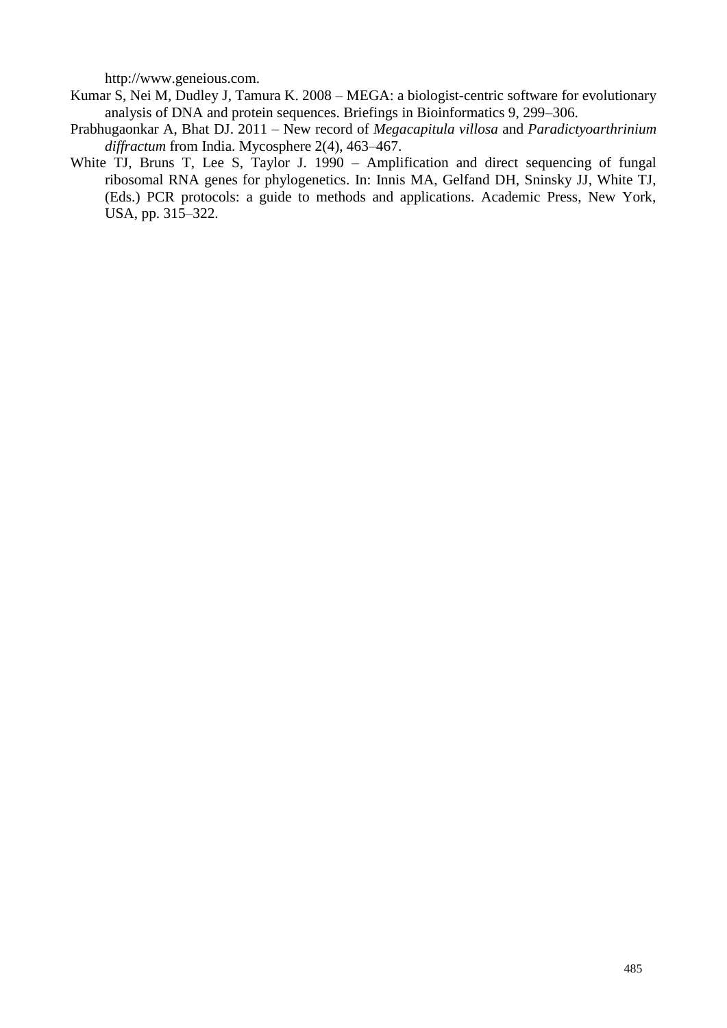http://www.geneious.com.

Kumar S, Nei M, Dudley J, Tamura K. 2008 – MEGA: a biologist-centric software for evolutionary analysis of DNA and protein sequences. Briefings in Bioinformatics 9, 299–306.

Prabhugaonkar A, Bhat DJ. 2011 – New record of *Megacapitula villosa* and *Paradictyoarthrinium diffractum* from India. Mycosphere 2(4), 463–467.

White TJ, Bruns T, Lee S, Taylor J. 1990 – Amplification and direct sequencing of fungal ribosomal RNA genes for phylogenetics. In: Innis MA, Gelfand DH, Sninsky JJ, White TJ, (Eds.) PCR protocols: a guide to methods and applications. Academic Press, New York, USA, pp. 315–322.